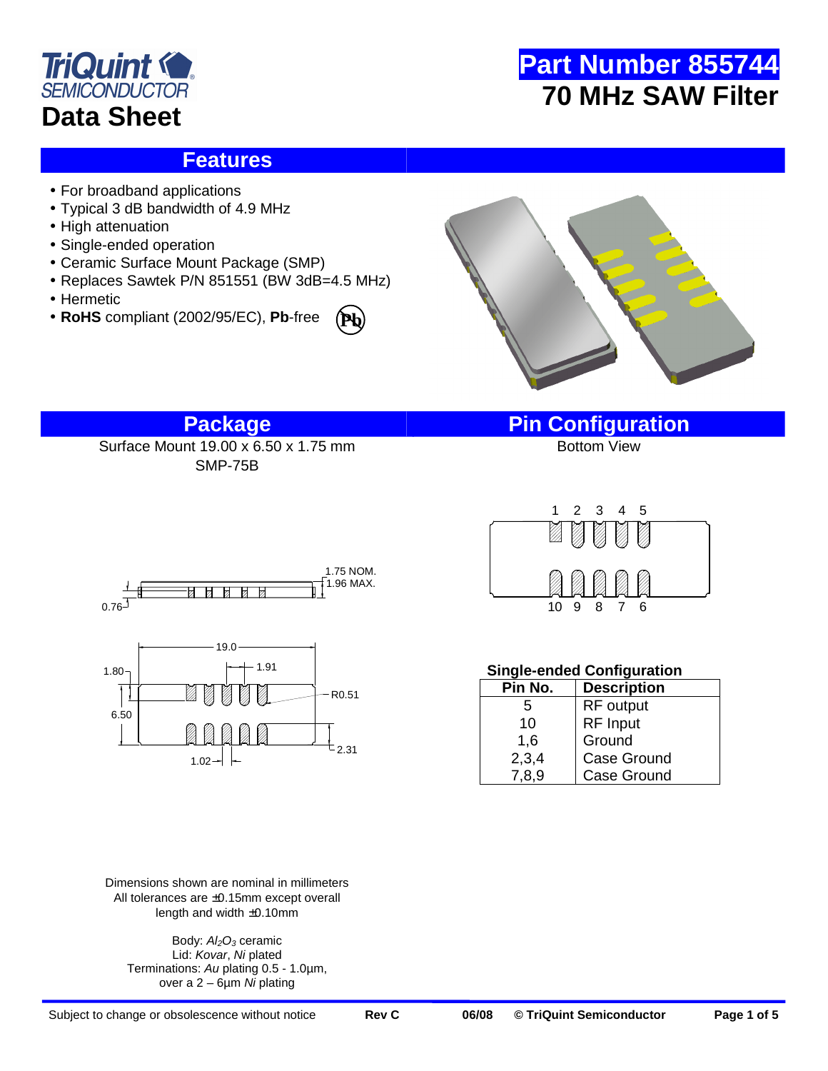# TriQuint SEMICONDUCTOR Data Sheet

# Part Number 855744
## 70 MHz SAW Filter

## Features

- For broadband applications
- Typical 3 dB bandwidth of 4.9 MHz
- High attenuation
- Single-ended operation
- Ceramic Surface Mount Package (SMP)
- Replaces Sawtek P/N 851551 (BW 3dB=4.5 MHz)
- Hermetic
- **RoHS** compliant (2002/95/EC), **Pb**-free

## Package

Surface Mount 19.00 x 6.50 x 1.75 mm
SMP-75B

1.75 NOM.
1.96 MAX.
0.76

19.0
1.80
1.91
R0.51
6.50
2.31
1.02

Dimensions shown are nominal in millimeters
All tolerances are ±0.15mm except overall length and width ±0.10mm

Body: *$Al_2O_3$* ceramic
Lid: *Kovar*, *Ni* plated
Terminations: *Au* plating 0.5 - 1.0µm, over a 2 – 6µm *Ni* plating

## Pin Configuration

Bottom View

1 2 3 4 5
10 9 8 7 6

**Single-ended Configuration**

| Pin No. | Description |
|---|---|
| 5 | RF output |
| 10 | RF Input |
| 1,6 | Ground |
| 2,3,4 | Case Ground |
| 7,8,9 | Case Ground |

Subject to change or obsolescence without notice **Rev C** **06/08** **© TriQuint Semiconductor**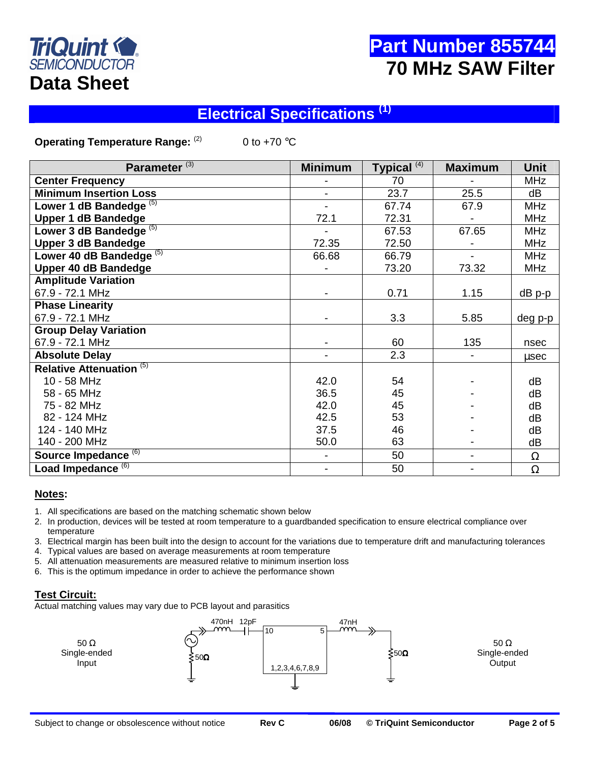# TriQuint SEMICONDUCTOR Data Sheet

# Part Number 855744
# 70 MHz SAW Filter

## Electrical Specifications [1]

**Operating Temperature Range:** [2] 0 to +70 °C

| Parameter [3] | Minimum | Typical [4] | Maximum | Unit |
|---|---|---|---|---|
| **Center Frequency** | - | 70 | - | MHz |
| **Minimum Insertion Loss** | - | 23.7 | 25.5 | dB |
| **Lower 1 dB Bandedge** [5] | - | 67.74 | 67.9 | MHz |
| **Upper 1 dB Bandedge** | 72.1 | 72.31 | - | MHz |
| **Lower 3 dB Bandedge** [5] | - | 67.53 | 67.65 | MHz |
| **Upper 3 dB Bandedge** | 72.35 | 72.50 | - | MHz |
| **Lower 40 dB Bandedge** [5] | 66.68 | 66.79 | - | MHz |
| **Upper 40 dB Bandedge** | - | 73.20 | 73.32 | MHz |
| **Amplitude Variation** | | | | |
| 67.9 - 72.1 MHz | - | 0.71 | 1.15 | dB p-p |
| **Phase Linearity** | | | | |
| 67.9 - 72.1 MHz | - | 3.3 | 5.85 | deg p-p |
| **Group Delay Variation** | | | | |
| 67.9 - 72.1 MHz | - | 60 | 135 | nsec |
| **Absolute Delay** | - | 2.3 | - | µsec |
| **Relative Attenuation** [5] | | | | |
| 10 - 58 MHz | 42.0 | 54 | - | dB |
| 58 - 65 MHz | 36.5 | 45 | - | dB |
| 75 - 82 MHz | 42.0 | 45 | - | dB |
| 82 - 124 MHz | 42.5 | 53 | - | dB |
| 124 - 140 MHz | 37.5 | 46 | - | dB |
| 140 - 200 MHz | 50.0 | 63 | - | dB |
| **Source Impedance** [6] | - | 50 | - | Ω |
| **Load Impedance** [6] | - | 50 | - | Ω |

### Notes:

1. All specifications are based on the matching schematic shown below
2. In production, devices will be tested at room temperature to a guardbanded specification to ensure electrical compliance over temperature
3. Electrical margin has been built into the design to account for the variations due to temperature drift and manufacturing tolerances
4. Typical values are based on average measurements at room temperature
5. All attenuation measurements are measured relative to minimum insertion loss
6. This is the optimum impedance in order to achieve the performance shown

### Test Circuit:

Actual matching values may vary due to PCB layout and parasitics

50 Ω
Single-ended
Input

470nH 12pF

50Ω

10 5

1,2,3,4,6,7,8,9

47nH

50Ω

50 Ω
Single-ended
Output

Subject to change or obsolescence without notice **Rev C** **06/08** **© TriQuint Semiconductor**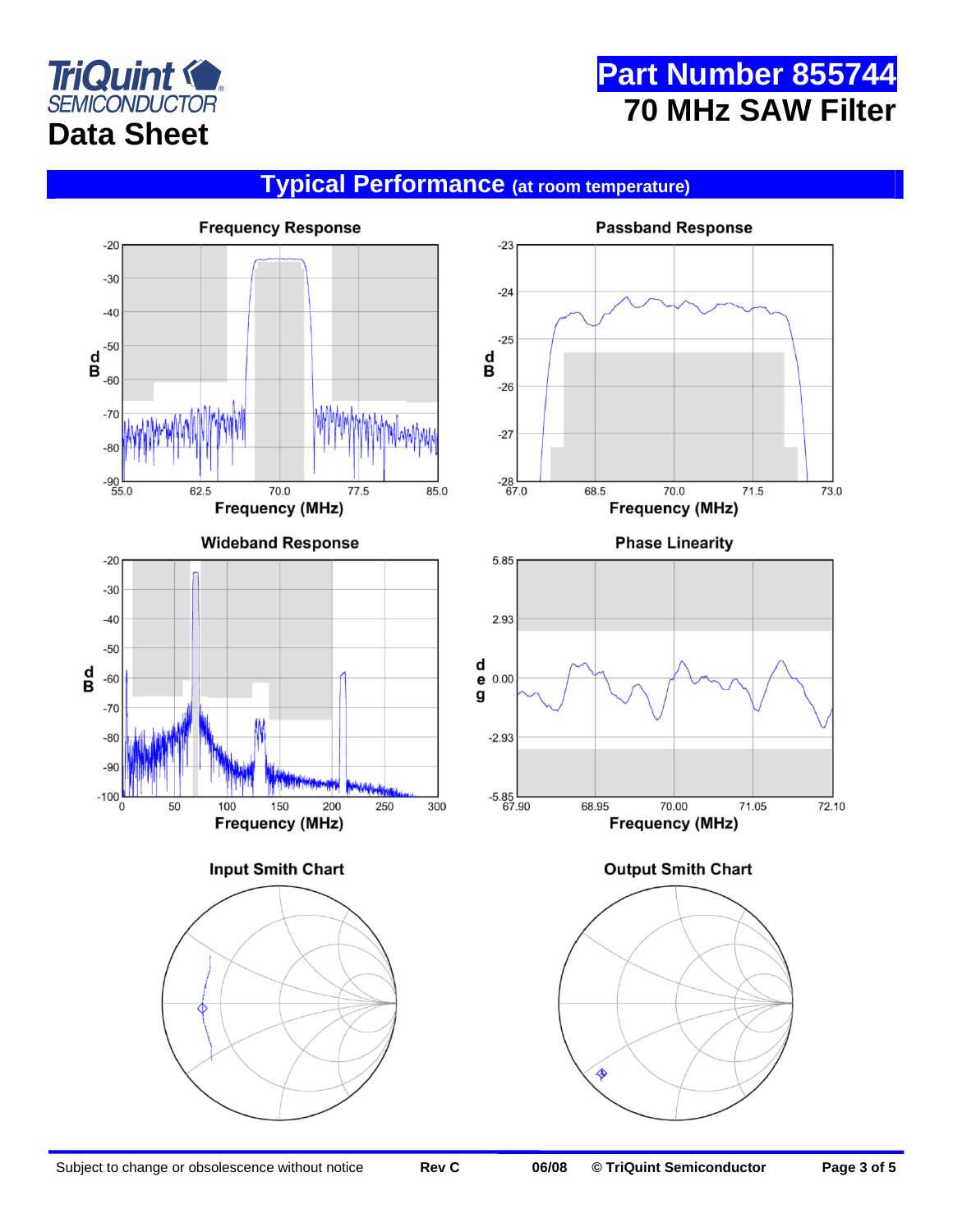# Part Number 855744

## 70 MHz SAW Filter

TriQuint SEMICONDUCTOR

**Data Sheet**

## Typical Performance (at room temperature)

**Frequency Response**

dB

-20
-30
-40
-50
-60
-70
-80
-90

55.0
62.5
70.0
77.5
85.0

Frequency (MHz)

**Passband Response**

dB

-23
-24
-25
-26
-27
-28

67.0
68.5
70.0
71.5
73.0

Frequency (MHz)

**Wideband Response**

dB

-20
-30
-40
-50
-60
-70
-80
-90
-100

0
50
100
150
200
250
300

Frequency (MHz)

**Phase Linearity**

deg

5.85
2.93
0.00
-2.93
-5.85

67.90
68.95
70.00
71.05
72.10

Frequency (MHz)

**Input Smith Chart**

**Output Smith Chart**

Subject to change or obsolescence without notice | Rev C | 06/08 | © TriQuint Semiconductor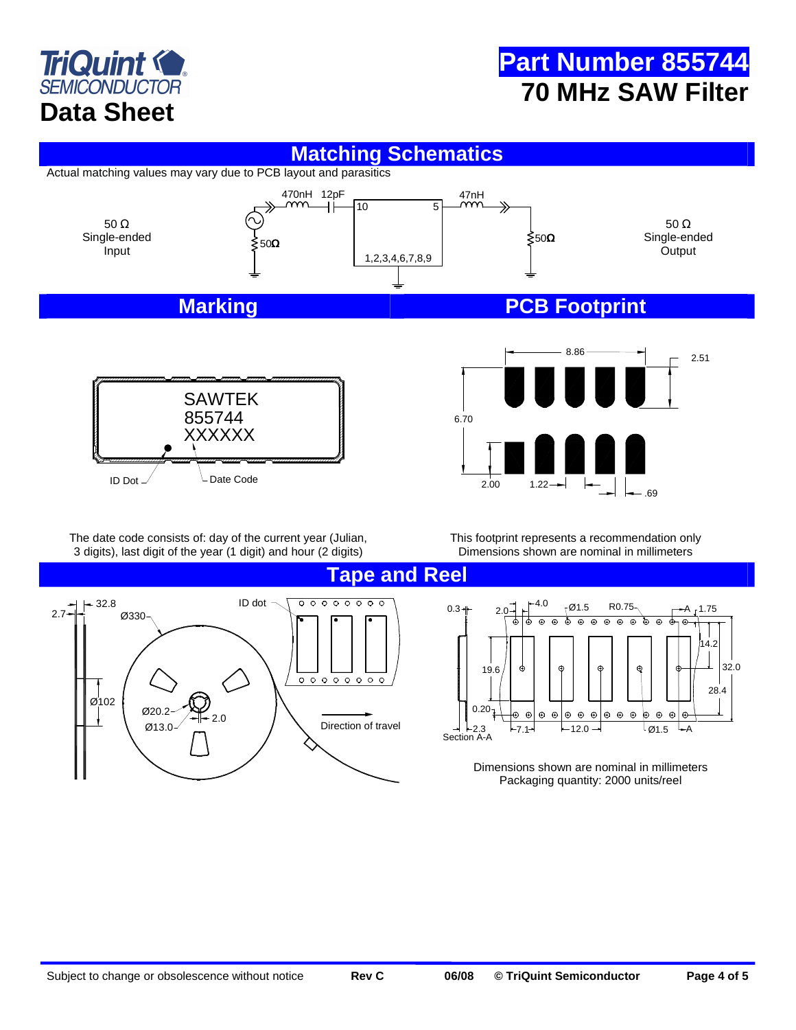# Part Number 855744

## 70 MHz SAW Filter

Data Sheet

## Matching Schematics

Actual matching values may vary due to PCB layout and parasitics

50 Ω Single-ended Input

470nH 12pF

10 5

1,2,3,4,6,7,8,9

47nH

50Ω

50Ω

50 Ω Single-ended Output

## Marking

SAWTEK
855744
XXXXXX

ID Dot

Date Code

The date code consists of: day of the current year (Julian, 3 digits), last digit of the year (1 digit) and hour (2 digits)

## PCB Footprint

8.86
2.51
6.70
2.00
1.22
.69

This footprint represents a recommendation only
Dimensions shown are nominal in millimeters

## Tape and Reel

2.7
32.8
Ø330
Ø102
Ø20.2
Ø13.0
2.0
ID dot
Direction of travel

0.3
2.0
4.0
Ø1.5
R0.75
A
1.75
14.2
19.6
32.0
28.4
0.20
2.3
Section A-A
7.1
12.0
Ø1.5
A

Dimensions shown are nominal in millimeters
Packaging quantity: 2000 units/reel

Subject to change or obsolescence without notice **Rev C** **06/08** **© TriQuint Semiconductor**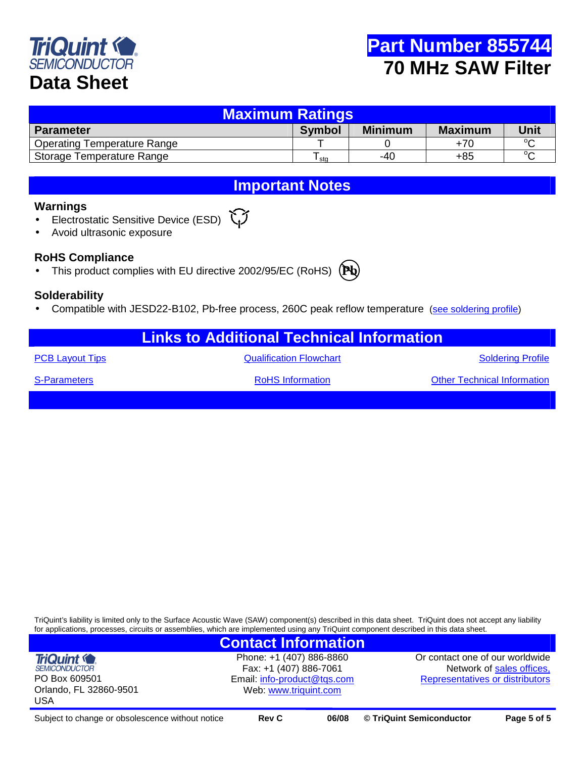# Part Number 855744

## 70 MHz SAW Filter

**TriQuint SEMICONDUCTOR**

**Data Sheet**

## Maximum Ratings

| Parameter | Symbol | Minimum | Maximum | Unit |
|---|---|---|---|---|
| Operating Temperature Range | T | 0 | +70 | °C |
| Storage Temperature Range | $T_{stg}$ | -40 | +85 | °C |

## Important Notes

### Warnings

- Electrostatic Sensitive Device (ESD)
- Avoid ultrasonic exposure

### RoHS Compliance

- This product complies with EU directive 2002/95/EC (RoHS)

### Solderability

- Compatible with JESD22-B102, Pb-free process, 260C peak reflow temperature (see soldering profile)

## Links to Additional Technical Information

| | | |
|---|---|---|
| PCB Layout Tips | Qualification Flowchart | Soldering Profile |
| S-Parameters | RoHS Information | Other Technical Information |

TriQuint's liability is limited only to the Surface Acoustic Wave (SAW) component(s) described in this data sheet. TriQuint does not accept any liability for applications, processes, circuits or assemblies, which are implemented using any TriQuint component described in this data sheet.

## Contact Information

TriQuint SEMICONDUCTOR
PO Box 609501
Orlando, FL 32860-9501
USA

Phone: +1 (407) 886-8860
Fax: +1 (407) 886-7061
Email: info-product@tqs.com
Web: www.triquint.com

Or contact one of our worldwide Network of sales offices, Representatives or distributors

Subject to change or obsolescence without notice | Rev C | 06/08 | © TriQuint Semiconductor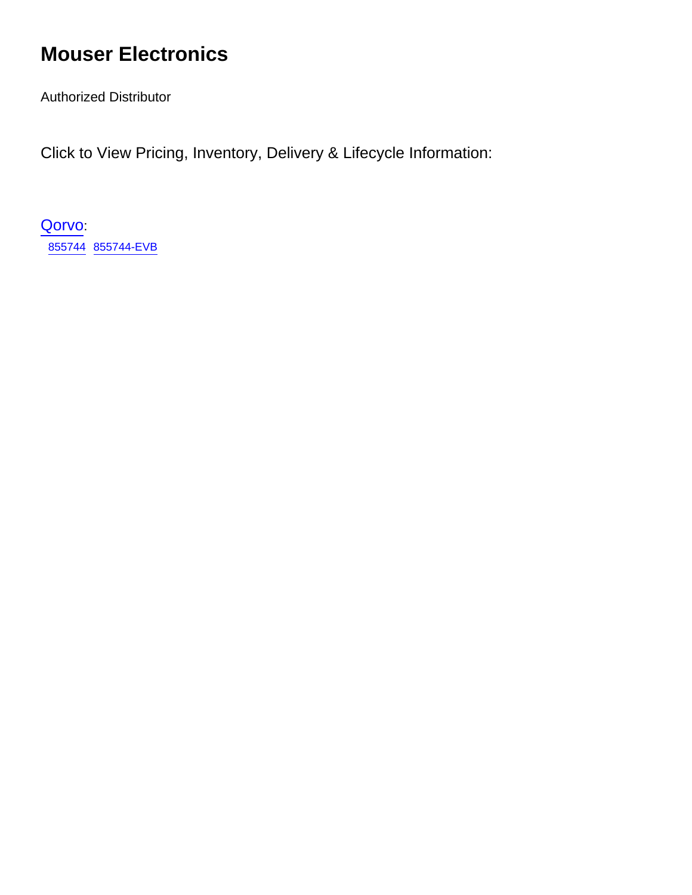# Mouser Electronics

Authorized Distributor

Click to View Pricing, Inventory, Delivery & Lifecycle Information:

Qorvo:

855744 855744-EVB